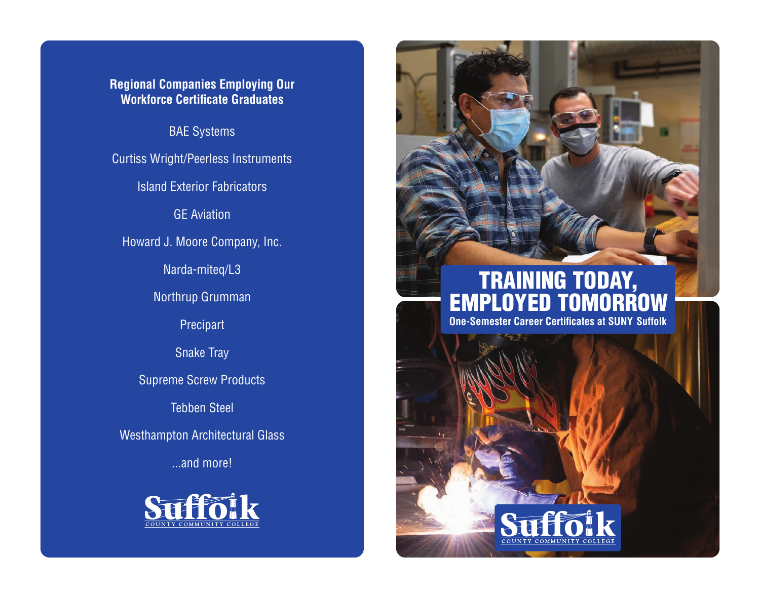**Regional Companies Employing Our Workforce Certificate Graduates**

BAE Systems

Curtiss Wright/Peerless Instruments

Island Exterior Fabricators

GE Aviation

Howard J. Moore Company, Inc.

Narda-miteq/L3

Northrup Grumman

Precipart

Snake Tray

Supreme Screw Products

Tebben Steel

Westhampton Architectural Glass

...and more!

Suffolk COUNTY COMMUNITY COLLEGE

# TRAINING TODAY, EMPLOYED TOMORROW

**One-Semester Career Certificates at SUNY Suffolk**

Suffolk COUNTY COMMUNITY COLLEGE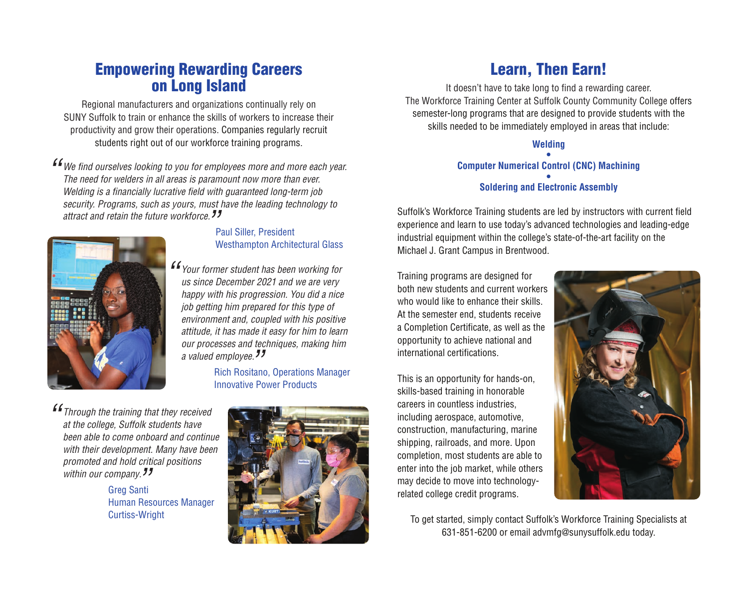# Empowering Rewarding Careers on Long Island

Regional manufacturers and organizations continually rely on SUNY Suffolk to train or enhance the skills of workers to increase their productivity and grow their operations. Companies regularly recruit students right out of our workforce training programs.

*"We find ourselves looking to you for employees more and more each year. The need for welders in all areas is paramount now more than ever. Welding is a financially lucrative field with guaranteed long-term job security. Programs, such as yours, must have the leading technology to attract and retain the future workforce."*

Paul Siller, President
Westhampton Architectural Glass

*"Your former student has been working for us since December 2021 and we are very happy with his progression. You did a nice job getting him prepared for this type of environment and, coupled with his positive attitude, it has made it easy for him to learn our processes and techniques, making him a valued employee."*

Rich Rositano, Operations Manager
Innovative Power Products

*"Through the training that they received at the college, Suffolk students have been able to come onboard and continue with their development. Many have been promoted and hold critical positions within our company."*

Greg Santi
Human Resources Manager
Curtiss-Wright

# Learn, Then Earn!

It doesn't have to take long to find a rewarding career.
The Workforce Training Center at Suffolk County Community College offers semester-long programs that are designed to provide students with the skills needed to be immediately employed in areas that include:

**Welding**

•

**Computer Numerical Control (CNC) Machining**

•

**Soldering and Electronic Assembly**

Suffolk's Workforce Training students are led by instructors with current field experience and learn to use today's advanced technologies and leading-edge industrial equipment within the college's state-of-the-art facility on the Michael J. Grant Campus in Brentwood.

Training programs are designed for both new students and current workers who would like to enhance their skills. At the semester end, students receive a Completion Certificate, as well as the opportunity to achieve national and international certifications.

This is an opportunity for hands-on, skills-based training in honorable careers in countless industries, including aerospace, automotive, construction, manufacturing, marine shipping, railroads, and more. Upon completion, most students are able to enter into the job market, while others may decide to move into technology-related college credit programs.

To get started, simply contact Suffolk's Workforce Training Specialists at 631-851-6200 or email advmfg@sunysuffolk.edu today.